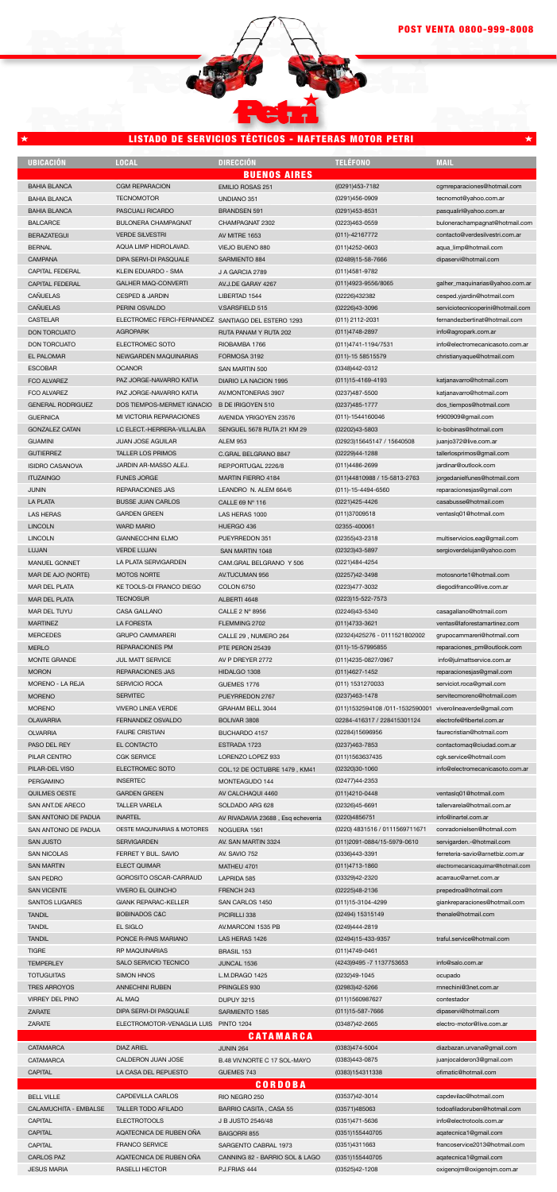POST VENTA 0800-999-8008

## LISTADO DE SERVICIOS TÉCTICOS - NAFTERAS MOTOR PETRI

| UBICACIÓN | LOCAL | DIRECCIÓN | TELÉFONO | MAIL |
|---|---|---|---|---|
| | | **BUENOS AIRES** | | |
| BAHIA BLANCA | CGM REPARACION | EMILIO ROSAS 251 | ((0291)453-7182 | cgmreparaciones@hotmail.com |
| BAHIA BLANCA | TECNOMOTOR | UNDIANO 351 | (0291)456-0909 | tecnomot@yahoo.com.ar |
| BAHIA BLANCA | PASCUALI RICARDO | BRANDSEN 591 | (0291)453-8531 | pasqualirl@yahoo.com.ar |
| BALCARCE | BULONERA CHAMPAGNAT | CHAMPAGNAT 2302 | (0223)463-0559 | buloneraschampagnat@hotmail.com |
| BERAZATEGUI | VERDE SILVESTRI | AV MITRE 1653 | (011)-42167772 | contacto@verdesilvestri.com.ar |
| BERNAL | AQUA LIMP HIDROLAVAD. | VIEJO BUENO 880 | (011)4252-0603 | aqua_limp@hotmail.com |
| CAMPANA | DIPA SERVI-DI PASQUALE | SARMIENTO 884 | (02489)15-58-7666 | dipaservi@hotmail.com |
| CAPITAL FEDERAL | KLEIN EDUARDO - SMA | J A GARCIA 2789 | (011)4581-9782 | |
| CAPITAL FEDERAL | GALHER MAQ-CONVERTI | AV.J.DE GARAY 4267 | (011)4923-9556/8065 | galher_maquinarias@yahoo.com.ar |
| CAÑUELAS | CESPED & JARDIN | LIBERTAD 1544 | (02226)432382 | cesped.yjardin@hotmail.com |
| CAÑUELAS | PERINI OSVALDO | V.SARSFIELD 515 | (02226)43-3096 | serviciotecnicoperini@hotmail.com |
| CASTELAR | ELECTROMEC FERCI-FERNANDEZ | SANTIAGO DEL ESTERO 1293 | (011) 2112-2031 | fernandezbertinat@hotmail.com |
| DON TORCUATO | AGROPARK | RUTA PANAM Y RUTA 202 | (011)4748-2897 | info@agropark.com.ar |
| DON TORCUATO | ELECTROMEC SOTO | RIOBAMBA 1766 | (011)4741-1194/7531 | info@electromecanicasoto.com.ar |
| EL PALOMAR | NEWGARDEN MAQUINARIAS | FORMOSA 3192 | (011)-15 58515579 | christianyaque@hotmail.com |
| ESCOBAR | OCANOR | SAN MARTIN 500 | (0348)442-0312 | |
| FCO ALVAREZ | PAZ JORGE-NAVARRO KATIA | DIARIO LA NACION 1995 | (011)15-4169-4193 | katjanavarro@hotmail.com |
| FCO ALVAREZ | PAZ JORGE-NAVARRO KATIA | AV.MONTONERAS 3907 | (0237)487-5500 | katjanavarro@hotmail.com |
| GENERAL RODRIGUEZ | DOS TIEMPOS-MERMET IGNACIO | B DE IRIGOYEN 510 | (0237)485-1777 | dos_tiempos@hotmail.com |
| GUERNICA | MI VICTORIA REPARACIONES | AVENIDA YRIGOYEN 23576 | (011)-1544160046 | fr900909@gmail.com |
| GONZALEZ CATAN | LC ELECT.-HERRERA-VILLALBA | SENGUEL 5678 RUTA 21 KM 29 | (02202)43-5803 | lc-bobinas@hotmail.com |
| GUAMINI | JUAN JOSE AGUILAR | ALEM 953 | (02923)15645147 / 15640508 | juanjo372@live.com.ar |
| GUTIERREZ | TALLER LOS PRIMOS | C.GRAL BELGRANO 8847 | (02229)44-1288 | tallerlosprimos@gmail.com |
| ISIDRO CASANOVA | JARDIN AR-MASSO ALEJ. | REP.PORTUGAL 2226/8 | (011)4486-2699 | jardinar@outlook.com |
| ITUZAINGO | FUNES JORGE | MARTIN FIERRO 4184 | (011)44810988 / 15-5813-2763 | jorgedanielfunes@hotmail.com |
| JUNIN | REPARACIONES JAS | LEANDRO N. ALEM 664/6 | (011)-15-4494-6560 | reparacionesjas@gmail.com |
| LA PLATA | BUSSE JUAN CARLOS | CALLE 69 N° 116 | (0221)425-4426 | casabusse@hotmail.com |
| LAS HERAS | GARDEN GREEN | LAS HERAS 1000 | (011)37009518 | ventaslq01@hotmail.com |
| LINCOLN | WARD MARIO | HUERGO 436 | 02355-400061 | |
| LINCOLN | GIANNECCHINI ELMO | PUEYRREDON 351 | (02355)43-2318 | multiservicios.eag@gmail.com |
| LUJAN | VERDE LUJAN | SAN MARTIN 1048 | (02323)43-5897 | sergioverdelujan@yahoo.com |
| MANUEL GONNET | LA PLATA SERVIGARDEN | CAM.GRAL BELGRANO Y 506 | (0221)484-4254 | |
| MAR DE AJO (NORTE) | MOTOS NORTE | AV.TUCUMAN 956 | (02257)42-3498 | motosnorte1@hotmail.com |
| MAR DEL PLATA | KE TOOLS-DI FRANCO DIEGO | COLON 6750 | (0223)477-3032 | diegodifranco@live.com.ar |
| MAR DEL PLATA | TECNOSUR | ALBERTI 4648 | (0223)15-522-7573 | |
| MAR DEL TUYU | CASA GALLANO | CALLE 2 N° 8956 | (02246)43-5340 | casagallano@hotmail.com |
| MARTINEZ | LA FORESTA | FLEMMING 2702 | (011)4733-3621 | ventas@laforestamartinez.com |
| MERCEDES | GRUPO CAMMARERI | CALLE 29 , NUMERO 264 | (02324)425276 - 0111521802002 | grupocammareri@hotmail.com |
| MERLO | REPARACIONES PM | PTE PERON 25439 | (011)-15-57995855 | reparaciones_pm@outlook.com |
| MONTE GRANDE | JUL MATT SERVICE | AV P DREYER 2772 | (011)4235-0827/0967 | info@julmattservice.com.ar |
| MORON | REPARACIONES JAS | HIDALGO 1308 | (011)4627-1452 | reparacionesjas@gmail.com |
| MORENO - LA REJA | SERVICIO ROCA | GUEMES 1776 | (011) 1531270033 | serviciot.roca@gmail.com |
| MORENO | SERVITEC | PUEYRREDON 2767 | (0237)463-1478 | servitecmoreno@hotmail.com |
| MORENO | VIVERO LINEA VERDE | GRAHAM BELL 3044 | (011)1532594108 /011-1532590001 | viverolineaverde@gmail.com |
| OLAVARRIA | FERNANDEZ OSVALDO | BOLIVAR 3808 | 02284-416317 / 228415301124 | electrofe@fibertel.com.ar |
| OLVARRIA | FAURE CRISTIAN | BUCHARDO 4157 | (02284)15696956 | faurecristian@hotmail.com |
| PASO DEL REY | EL CONTACTO | ESTRADA 1723 | (0237)463-7853 | contactomaq@ciudad.com.ar |
| PILAR CENTRO | CGK SERVICE | LORENZO LOPEZ 933 | (011)1563637435 | cgk.service@hotmail.com |
| PILAR-DEL VISO | ELECTROMEC SOTO | COL.12 DE OCTUBRE 1479 , KM41 | (02320)30-1060 | info@electromecanicasoto.com.ar |
| PERGAMINO | INSERTEC | MONTEAGUDO 144 | (02477)44-2353 | |
| QUILMES OESTE | GARDEN GREEN | AV CALCHAQUI 4460 | (011)4210-0448 | ventaslq01@hotmail.com |
| SAN ANT.DE ARECO | TALLER VARELA | SOLDADO ARG 628 | (02326)45-6691 | tallervarela@hotmail.com.ar |
| SAN ANTONIO DE PADUA | INARTEL | AV RIVADAVIA 23688 , Esq echeverria | (0220)4856751 | info@inartel.com.ar |
| SAN ANTONIO DE PADUA | OESTE MAQUINARIAS & MOTORES | NOGUERA 1561 | (0220) 4831516 / 0111569711671 | conradonielsen@hotmail.com |
| SAN JUSTO | SERVIGARDEN | AV. SAN MARTIN 3324 | (011)2091-0884/15-5979-0610 | servigarden.-@hotmail.com |
| SAN NICOLAS | FERRET Y BUL. SAVIO | AV. SAVIO 752 | (0336)443-3391 | ferreteria-savio@arnetbiz.com.ar |
| SAN MARTIN | ELECT QUIMAR | MATHEU 4701 | (011)4713-1860 | electromecanicaquimar@hotmail.com |
| SAN PEDRO | GOROSITO OSCAR-CARRAUD | LAPRIDA 585 | (03329)42-2320 | acarrauc@arnet.com.ar |
| SAN VICENTE | VIVERO EL QUINCHO | FRENCH 243 | (02225)48-2136 | prepedroa@hotmail.com |
| SANTOS LUGARES | GIANK REPARAC-KELLER | SAN CARLOS 1450 | (011)15-3104-4299 | giankreparaciones@hotmail.com |
| TANDIL | BOBINADOS C&C | PICIRILLI 338 | (02494) 15315149 | thenale@hotmail.com |
| TANDIL | EL SIGLO | AV.MARCONI 1535 PB | (0249)444-2819 | |
| TANDIL | PONCE R-PAIS MARIANO | LAS HERAS 1426 | (02494)15-433-9357 | traful.service@hotmail.com |
| TIGRE | RP MAQUINARIAS | BRASIL 153 | (011)4749-0461 | |
| TEMPERLEY | SALO SERVICIO TECNICO | JUNCAL 1536 | (4243)9495 -7 1137753653 | info@salo.com.ar |
| TOTUGUITAS | SIMON HNOS | L.M.DRAGO 1425 | (0232)49-1045 | ocupado |
| TRES ARROYOS | ANNECHINI RUBEN | PRINGLES 930 | (02983)42-5266 | rnnechini@3net.com.ar |
| VIRREY DEL PINO | AL MAQ | DUPUY 3215 | (011)1560987627 | contestador |
| ZARATE | DIPA SERVI-DI PASQUALE | SARMIENTO 1585 | (011)15-587-7666 | dipaservi@hotmail.com |
| ZARATE | ELECTROMOTOR-VENAGLIA LUIS | PINTO 1204 | (03487)42-2665 | electro-motor@live.com.ar |
| | | **CATAMARCA** | | |
| CATAMARCA | DIAZ ARIEL | JUNIN 264 | (0383)474-5004 | diazbazan.urvana@gmail.com |
| CATAMARCA | CALDERON JUAN JOSE | B.48 VIV.NORTE C 17 SOL-MAYO | (0383)443-0875 | juanjocalderon3@gmail.com |
| CAPITAL | LA CASA DEL REPUESTO | GUEMES 743 | (0383)154311338 | ofimatic@hotmail.com |
| | | **CORDOBA** | | |
| BELL VILLE | CAPDEVILLA CARLOS | RIO NEGRO 250 | (03537)42-3014 | capdevilac@hotmail.com |
| CALAMUCHITA - EMBALSE | TALLER TODO AFILADO | BARRIO CASITA , CASA 55 | (03571)485063 | todoafiladoruben@hotmail.com |
| CAPITAL | ELECTROTOOLS | J B JUSTO 2546/48 | (0351)471-5636 | info@electrotools.com.ar |
| CAPITAL | AQATECNICA DE RUBEN OÑA | BAIGORRI 855 | (0351)155440705 | aqatecnica1@gmail.com |
| CAPITAL | FRANCO SERVICE | SARGENTO CABRAL 1973 | (0351)4311663 | francoservice2013@hotmail.com |
| CARLOS PAZ | AQATECNICA DE RUBEN OÑA | CANNING 82 - BARRIO SOL & LAGO | (0351)155440705 | aqatecnica1@gmail.com |
| JESUS MARIA | RASELLI HECTOR | P.J.FRIAS 444 | (03525)42-1208 | oxigenojm@oxigenojm.com.ar |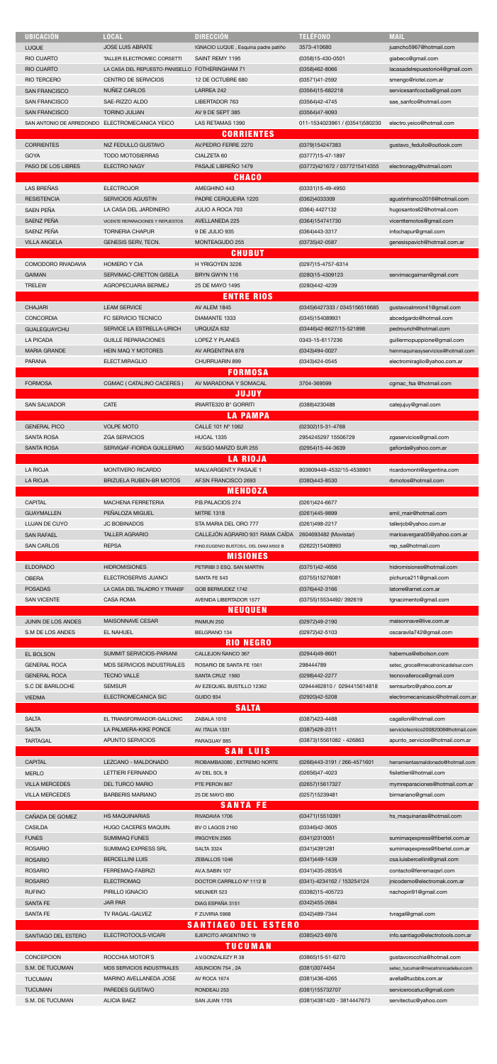| UBICACIÓN | LOCAL | DIRECCIÓN | TELÉFONO | MAIL |
|---|---|---|---|---|
| LUQUE | JOSE LUIS ABRATE | IGNACIO LUQUE , Esquina padre patiño | 3573-410680 | juancho5967@hotmail.com |
| RIO CUARTO | TALLER ELECTROMEC CORSETTI | SAINT REMY 1195 | (0358)15-430-0501 | giabeco@gmail.com |
| RIO CUARTO | LA CASA DEL REPUESTO-PANISELLO | FOTHERINGHAM 71 | (0358)462-8066 | lacasadelrepuestorio4@gmail.com |
| RIO TERCERO | CENTRO DE SERVICIOS | 12 DE OCTUBRE 680 | (03571)41-2592 | smengo@riotel.com.ar |
| SAN FRANCISCO | NUÑEZ CARLOS | LARREA 242 | (03564)15-682218 | servicesanfcocba@gmail.com |
| SAN FRANCISCO | SAE-RIZZO ALDO | LIBERTADOR 763 | (03564)42-4745 | sae_sanfco@hotmail.com |
| SAN FRANCISCO | TORINO JULIAN | AV 9 DE SEPT 385 | (03564)47-9093 | |
| SAN ANTONIO DE ARREDONDO | ELECTROMECANICA YEICO | LAS RETAMAS 1390 | 011-1534023961 / (03541)580230 | electro.yeico@hotmail.com |
| **CORRIENTES** | | | | |
| CORRIENTES | NIZ FEDULLO GUSTAVO | AV.PEDRO FERRE 2270 | (0379)154247383 | gustavo_fedullo@outlook.com |
| GOYA | TODO MOTOSIERRAS | CIALZETA 60 | (03777)15-47-1897 | |
| PASO DE LOS LIBRES | ELECTRO NAGY | PASAJE LIBREÑO 1479 | (03772)421672 / 0377215414355 | electronagy@hotmail.com |
| **CHACO** | | | | |
| LAS BREÑAS | ELECTROJOR | AMEGHINO 443 | (03331)15-49-4950 | |
| RESISTENCIA | SERVICIOS AGUSTIN | PADRE CERQUEIRA 1220 | (0362)4033309 | agustinfranco2016@hotmail.com |
| SAEN PEÑA | LA CASA DEL JARDINERO | JULIO A ROCA 703 | (0364) 4427132 | hugosantos62@hotmail.com |
| SAENZ PEÑA | VICENTE REPARACIONES Y REPUESTOS | AVELLANEDA 225 | (0364)154741730 | vicenttemotos@gmail.com |
| SAENZ PEÑA | TORNERIA CHAPUR | 9 DE JULIO 935 | (0364)443-3317 | infochapur@gmail.com |
| VILLA ANGELA | GENESIS SERV, TECN. | MONTEAGUDO 255 | (03735)42-0587 | genesispavich@hotmail.com.ar |
| **CHUBUT** | | | | |
| COMODORO RIVADAVIA | HOMERO Y CIA | H YRIGOYEN 3226 | (0297)15-4757-6314 | |
| GAIMAN | SERVIMAC-CRETTON GISELA | BRYN GWYN 116 | (0280)15-4309123 | servimacgaiman@gmail.com |
| TRELEW | AGROPECUARIA BERMEJ | 25 DE MAYO 1495 | (0280)442-4239 | |
| **ENTRE RIOS** | | | | |
| CHAJARI | LEAM SERVICE | AV ALEM 1845 | (0345)6427333 / 0345156516685 | gustavoalmron41@gmail.com |
| CONCORDIA | FC SERVICIO TECNICO | DIAMANTE 1333 | (0345)154089931 | abcedgardo@hotmail.com |
| GUALEGUAYCHU | SERVICE LA ESTRELLA-URICH | URQUIZA 632 | (03446)42-8627/15-521898 | pedrourich@hotmail.com |
| LA PICADA | GUILLE REPARACIONES | LOPEZ Y PLANES | 0343-15-6117236 | guillermopuppione@gmail.com |
| MARIA GRANDE | HEIN MAQ Y MOTORES | AV ARGENTINA 878 | (0343)494-0027 | heinmaquinasyservicios@hotmail.com |
| PARANA | ELECT.MIRAGLIO | CHURRUARIN 899 | (0343)424-0545 | electromiraglio@yahoo.com.ar |
| **FORMOSA** | | | | |
| FORMOSA | CGMAC ( CATALINO CACERES ) | AV MARADONA Y SOMACAL | 3704-369599 | cgmac_fsa @hotmail.com |
| **JUJUY** | | | | |
| SAN SALVADOR | CATE | IRIARTE320 B° GORRITI | (0388)4230488 | catejujuy@gmail.com |
| **LA PAMPA** | | | | |
| GENERAL PICO | VOLPE MOTO | CALLE 101 Nº 1062 | (02302)15-31-4768 | |
| SANTA ROSA | ZGA SERVICIOS | HUCAL 1335 | 2954245297 15506729 | zgaservicios@gmail.com |
| SANTA ROSA | SERVIGAF-FIORDA GUILLERMO | AV.SGO MARZO SUR 255 | (02954)15-44-3639 | gafiorda@yahoo.com.ar |
| **LA RIOJA** | | | | |
| LA RIOJA | MONTIVERO RICARDO | MALV.ARGENT.Y PASAJE 1 | 803809448-4532/15-4538901 | ricardomonti@argentina.com |
| LA RIOJA | BRIZUELA RUBEN-BR MOTOS | AF.SN FRANCISCO 2693 | (0380)443-8530 | rbmotos@hotmail.com |
| **MENDOZA** | | | | |
| CAPITAL | MACHENA FERRETERIA | P.B.PALACIOS 274 | (0261)424-6677 | |
| GUAYMALLEN | PEÑALOZA MIGUEL | MITRE 1318 | (0261)445-9899 | emil_mair@hotmail.com |
| LUJAN DE CUYO | JC BOBINADOS | STA MARIA DEL ORO 777 | (0261)498-2217 | tallerjcb@yahoo.com.ar |
| SAN RAFAEL | TALLER AGRARIO | CALLEJÓN AGRARIO 931 RAMA CAÍDA | 2604693482 (Movistar) | marioavergara05@yahoo.com.ar |
| SAN CARLOS | REPSA | P.IND.EUGENIO BUSTOS/L. DEL DIAM.M502 B | (02622)15408993 | rep_sa@hotmail.com |
| **MISIONES** | | | | |
| ELDORADO | HIDROMISIONES | PETIRIBI 3 ESQ. SAN MARTIN | (03751)42-4656 | hidromisiones@hotmail.com |
| OBERA | ELECTROSERVIS JUANCI | SANTA FE 543 | (03755)15276081 | pichurca211@gmail.com |
| POSADAS | LA CASA DEL TALADRO Y TRANSF | GOB BERMUDEZ 1742 | (0376)442-3166 | latorre@arnet.com.ar |
| SAN VICENTE | CASA ROMA | AVENIDA LIBERTADOR 1577 | (03755)15534492/ 392619 | tgnacimento@gmail.com |
| **NEUQUEN** | | | | |
| JUNIN DE LOS ANDES | MAISONNAVE CESAR | PAIMUN 250 | (02972)49-2190 | maisonnave@live.com.ar |
| S.M DE LOS ANDES | EL NAHUEL | BELGRANO 134 | (02972)42-5103 | oscaravila742@gmail.com |
| **RIO NEGRO** | | | | |
| EL BOLSON | SUMMIT SERVICIOS-PARIANI | CALLEJON ÑANCO 367 | (02944)49-8601 | habemus@elbolson.com |
| GENERAL ROCA | MDS SERVICIOS INDUSTRIALES | ROSARIO DE SANTA FE 1561 | 298444789 | setec_groca@mecatronicadelsur.com |
| GENERAL ROCA | TECNO VALLE | SANTA CRUZ 1560 | (0298)442-2277 | tecnovalleroca@gmail.com |
| S.C DE BARILOCHE | SEMSUR | AV EZEQUIEL BUSTILLO 12362 | 02944462810 / 0294415614818 | semsurbrc@yahoo.com.ar |
| VIEDMA | ELECTROMECANICA SIC | GUIDO 934 | (02920)42-5208 | electromecanicasic@hotmail.com.ar |
| **SALTA** | | | | |
| SALTA | EL TRANSFORMADOR-GALLONIC | ZABALA 1010 | (0387)423-4488 | cagalloni@hotmail.com |
| SALTA | LA PALMERA-KIKE PONCE | AV. ITALIA 1331 | (0387)428-2311 | serviciotecnico20082008@hotmail.com |
| TARTAGAL | APUNTO SERVICIOS | PARAGUAY 885 | (03873)15561082 - 426863 | apunto_servicios@hotmail.com.ar |
| **SAN LUIS** | | | | |
| CAPITAL | LEZCANO - MALDONADO | RIOBAMBA3080 , EXTREMO NORTE | (0266)443-3191 / 266-4571601 | herramientasmaldonado@hotmail.com |
| MERLO | LETTIERI FERNANDO | AV DEL SOL 9 | (02656)47-4023 | fislettieri@hotmail.com |
| VILLA MERCEDES | DEL TURCO MARIO | PTE PERON 867 | (02657)15617327 | mymreparaciones@hotmail.com.ar |
| VILLA MERCEDES | BARBERIS MARIANO | 25 DE MAYO 690 | (0257)15239481 | birmariano@gmail.com |
| **SANTA FE** | | | | |
| CAÑADA DE GOMEZ | HS MAQUINARIAS | RIVADAVIA 1706 | (03471)15510391 | hs_maquinarias@hotmail.com |
| CASILDA | HUGO CACERES MAQUIN. | BV O LAGOS 2160 | (03346)42-3605 | |
| FUNES | SUMIMAQ FUNES | IRIGOYEN 2565 | (0341)2310051 | sumimaqexpress@fibertel.com.ar |
| ROSARIO | SUMIMAQ EXPRESS SRL | SALTA 3324 | (0341)4391281 | sumimaqexpress@fibertel.com.ar |
| ROSARIO | BERCELLINI LUIS | ZEBALLOS 1046 | (0341)449-1439 | csa.luisbercellini@gmail.com |
| ROSARIO | FERREMAQ-FABRIZI | AV.A.SABIN 107 | (0341)435-2835/6 | contacto@ferremaqsrl.com |
| ROSARIO | ELECTROMAQ | DOCTOR CARRILLO Nº 1112 B | (0341)-4234162 / 153254124 | jnicodemo@electromak.com.ar |
| RUFINO | PIRILLO IGNACIO | MEUNIER 523 | (03382)15-405723 | nachopiri91@gmail.com |
| SANTA FE | JAR PAR | DIAG ESPAÑA 3151 | (0342)455-2684 | |
| SANTA FE | TV RAGAL-GALVEZ | F ZUVIRIA 5968 | (0342)489-7344 | tvragal@gmail.com |
| **SANTIAGO DEL ESTERO** | | | | |
| SANTIAGO DEL ESTERO | ELECTROTOOLS-VICARI | EJERCITO ARGENTINO 19 | (0385)423-6976 | info.santiago@electrotools.com.ar |
| **TUCUMAN** | | | | |
| CONCEPCION | ROCCHIA MOTOR'S | J.V.GONZALEZ R 38 | (03865)15-51-6270 | gustavorocchia@hotmail.com |
| S.M. DE TUCUMAN | MDS SERVICIOS INDUSTRIALES | ASUNCION 754 , 2A | (0381)3074454 | setec_tucuman@mecatronicadelsur.com |
| TUCUMAN | MARINO AVELLANEDA JOSE | AV ROCA 1674 | (0381)436-4265 | avella@tucbbs.com.ar |
| TUCUMAN | PAREDES GUSTAVO | RONDEAU 253 | (0381)155732707 | servicerocatuc@gmail.com |
| S.M. DE TUCUMAN | ALICIA BAEZ | SAN JUAN 1705 | (0381)4381420 - 3814447673 | servitectuc@yahoo.com |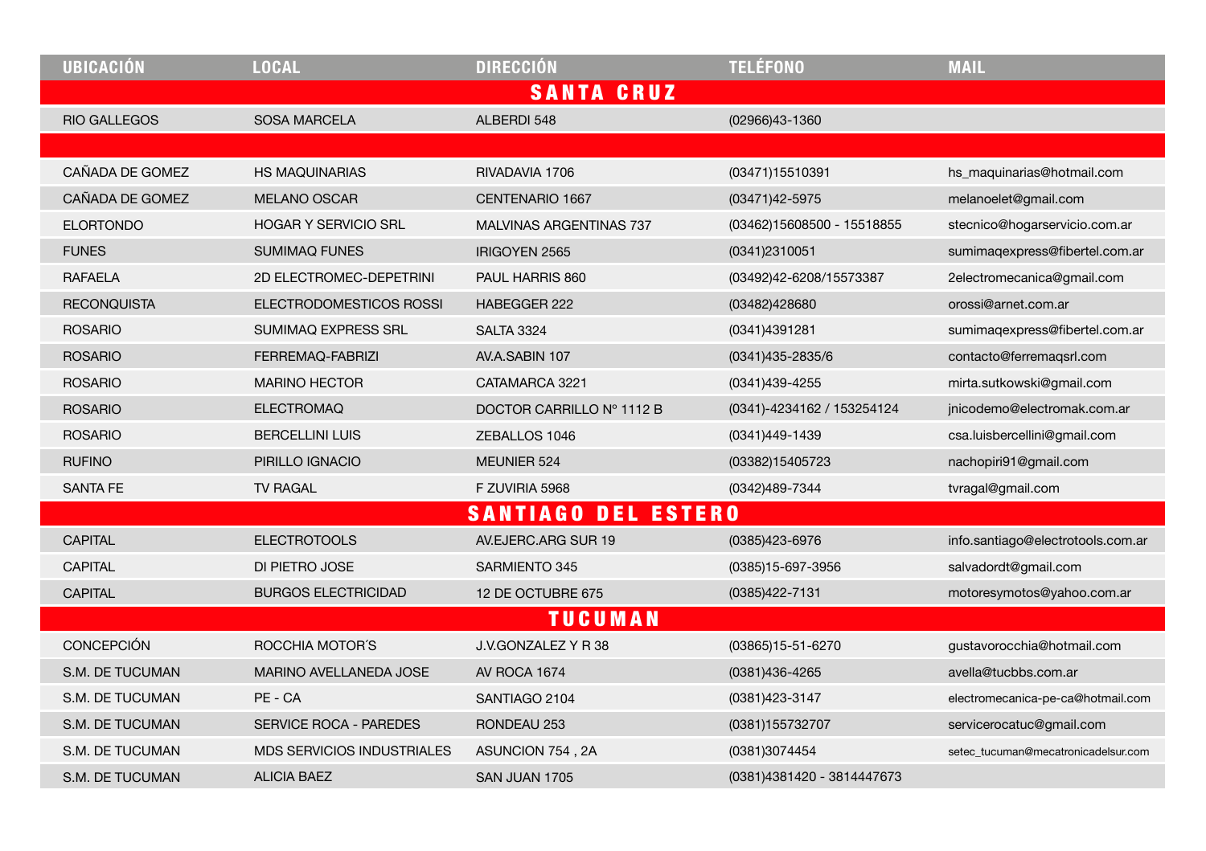| UBICACIÓN | LOCAL | DIRECCIÓN | TELÉFONO | MAIL |
|---|---|---|---|---|
| **SANTA CRUZ** | | | | |
| RIO GALLEGOS | SOSA MARCELA | ALBERDI 548 | (02966)43-1360 | |
| | | | | |
| CAÑADA DE GOMEZ | HS MAQUINARIAS | RIVADAVIA 1706 | (03471)15510391 | hs_maquinarias@hotmail.com |
| CAÑADA DE GOMEZ | MELANO OSCAR | CENTENARIO 1667 | (03471)42-5975 | melanoelet@gmail.com |
| ELORTONDO | HOGAR Y SERVICIO SRL | MALVINAS ARGENTINAS 737 | (03462)15608500 - 15518855 | stecnico@hogarservicio.com.ar |
| FUNES | SUMIMAQ FUNES | IRIGOYEN 2565 | (0341)2310051 | sumimaqexpress@fibertel.com.ar |
| RAFAELA | 2D ELECTROMEC-DEPETRINI | PAUL HARRIS 860 | (03492)42-6208/15573387 | 2electromecanica@gmail.com |
| RECONQUISTA | ELECTRODOMESTICOS ROSSI | HABEGGER 222 | (03482)428680 | orossi@arnet.com.ar |
| ROSARIO | SUMIMAQ EXPRESS SRL | SALTA 3324 | (0341)4391281 | sumimaqexpress@fibertel.com.ar |
| ROSARIO | FERREMAQ-FABRIZI | AV.A.SABIN 107 | (0341)435-2835/6 | contacto@ferremaqsrl.com |
| ROSARIO | MARINO HECTOR | CATAMARCA 3221 | (0341)439-4255 | mirta.sutkowski@gmail.com |
| ROSARIO | ELECTROMAQ | DOCTOR CARRILLO Nº 1112 B | (0341)-4234162 / 153254124 | jnicodemo@electromak.com.ar |
| ROSARIO | BERCELLINI LUIS | ZEBALLOS 1046 | (0341)449-1439 | csa.luisbercellini@gmail.com |
| RUFINO | PIRILLO IGNACIO | MEUNIER 524 | (03382)15405723 | nachopiri91@gmail.com |
| SANTA FE | TV RAGAL | F ZUVIRIA 5968 | (0342)489-7344 | tvragal@gmail.com |
| **SANTIAGO DEL ESTERO** | | | | |
| CAPITAL | ELECTROTOOLS | AV.EJERC.ARG SUR 19 | (0385)423-6976 | info.santiago@electrotools.com.ar |
| CAPITAL | DI PIETRO JOSE | SARMIENTO 345 | (0385)15-697-3956 | salvadordt@gmail.com |
| CAPITAL | BURGOS ELECTRICIDAD | 12 DE OCTUBRE 675 | (0385)422-7131 | motoresymotos@yahoo.com.ar |
| **TUCUMAN** | | | | |
| CONCEPCIÓN | ROCCHIA MOTOR´S | J.V.GONZALEZ Y R 38 | (03865)15-51-6270 | gustavorocchia@hotmail.com |
| S.M. DE TUCUMAN | MARINO AVELLANEDA JOSE | AV ROCA 1674 | (0381)436-4265 | avella@tucbbs.com.ar |
| S.M. DE TUCUMAN | PE - CA | SANTIAGO 2104 | (0381)423-3147 | electromecanica-pe-ca@hotmail.com |
| S.M. DE TUCUMAN | SERVICE ROCA - PAREDES | RONDEAU 253 | (0381)155732707 | servicerocatuc@gmail.com |
| S.M. DE TUCUMAN | MDS SERVICIOS INDUSTRIALES | ASUNCION 754 , 2A | (0381)3074454 | setec_tucuman@mecatronicadelsur.com |
| S.M. DE TUCUMAN | ALICIA BAEZ | SAN JUAN 1705 | (0381)4381420 - 3814447673 | |